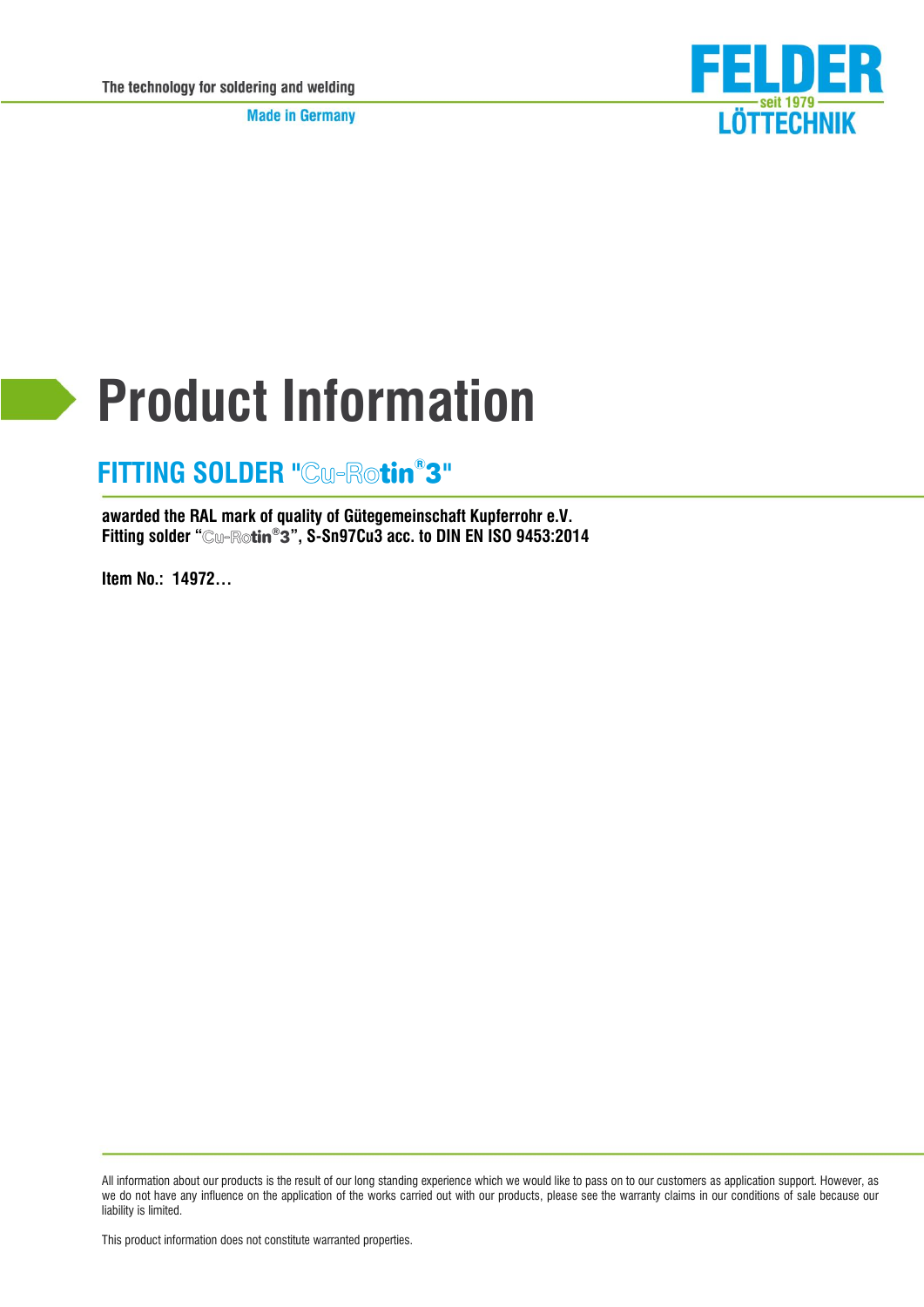The technology for soldering and welding

Made in Germany

FELDER seit 1979 LÖTTECHNIK

# Product Information

## FITTING SOLDER "Cu-Rotin®3"

**awarded the RAL mark of quality of Gütegemeinschaft Kupferrohr e.V.**
**Fitting solder "Cu-Rotin®3", S-Sn97Cu3 acc. to DIN EN ISO 9453:2014**

**Item No.: 14972…**

All information about our products is the result of our long standing experience which we would like to pass on to our customers as application support. However, as we do not have any influence on the application of the works carried out with our products, please see the warranty claims in our conditions of sale because our liability is limited.

This product information does not constitute warranted properties.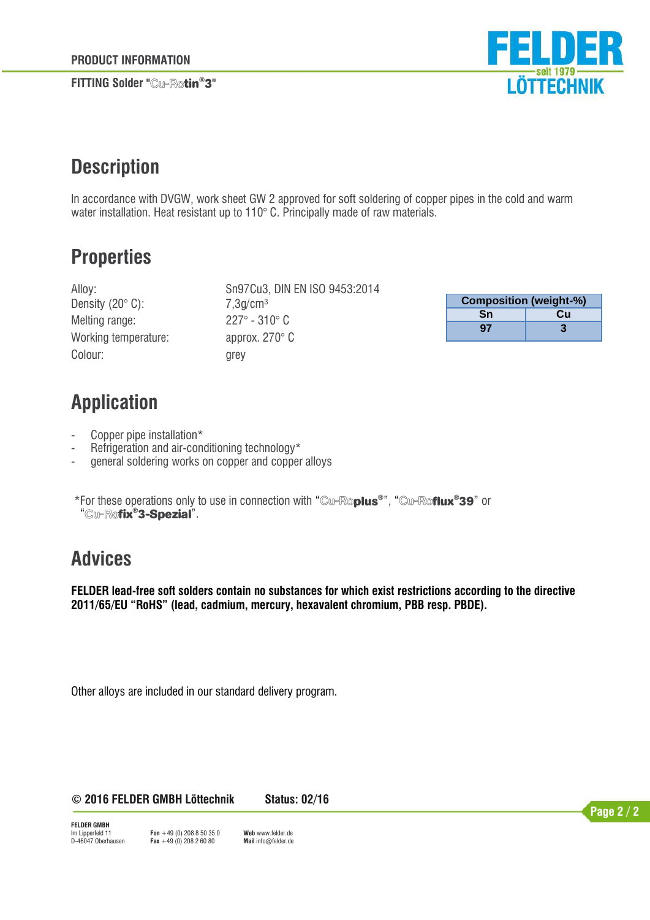# Description

In accordance with DVGW, work sheet GW 2 approved for soft soldering of copper pipes in the cold and warm water installation. Heat resistant up to 110° C. Principally made of raw materials.

# Properties

| | |
|---|---|
| Alloy: | Sn97Cu3, DIN EN ISO 9453:2014 |
| Density (20° C): | 7,3g/cm³ |
| Melting range: | 227° - 310° C |
| Working temperature: | approx. 270° C |
| Colour: | grey |

| Composition (weight-%) | |
|---|---|
| Sn | Cu |
| 97 | 3 |

# Application

- Copper pipe installation*
- Refrigeration and air-conditioning technology*
- general soldering works on copper and copper alloys

*For these operations only to use in connection with "Cu-Ro**plus**®", "Cu-Ro**flux**®**39**" or "Cu-Ro**fix**®**3-Spezial**".

# Advices

**FELDER lead-free soft solders contain no substances for which exist restrictions according to the directive 2011/65/EU "RoHS" (lead, cadmium, mercury, hexavalent chromium, PBB resp. PBDE).**

Other alloys are included in our standard delivery program.

**© 2016 FELDER GMBH Löttechnik** **Status: 02/16**

**FELDER GMBH**
Im Lipperfeld 11
D-46047 Oberhausen

**Fon** +49 (0) 208 8 50 35 0
**Fax** +49 (0) 208 2 60 80

**Web** www.felder.de
**Mail** info@felder.de